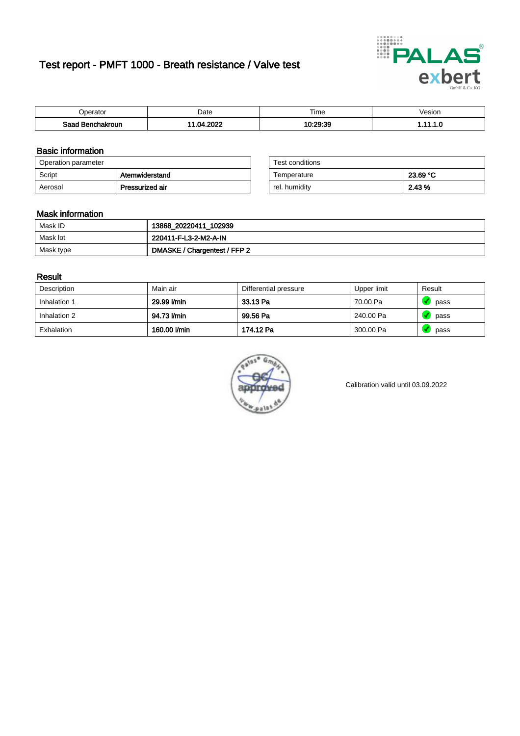# Test report - PMFT 1000 - Breath resistance / Valve test

| Operator | Date | Time | Vesion |
|---|---|---|---|
| **Saad Benchakroun** | **11.04.2022** | **10:29:39** | **1.11.1.0** |

## Basic information

| Operation parameter | |
|---|---|
| Script | **Atemwiderstand** |
| Aerosol | **Pressurized air** |

| Test conditions | |
|---|---|
| Temperature | **23.69 °C** |
| rel. humidity | **2.43 %** |

## Mask information

| Mask ID | **13868_20220411_102939** |
|---|---|
| Mask lot | **220411-F-L3-2-M2-A-IN** |
| Mask type | **DMASKE / Chargentest / FFP 2** |

## Result

| Description | Main air | Differential pressure | Upper limit | Result |
|---|---|---|---|---|
| Inhalation 1 | **29.99 l/min** | **33.13 Pa** | 70.00 Pa | pass |
| Inhalation 2 | **94.73 l/min** | **99.56 Pa** | 240.00 Pa | pass |
| Exhalation | **160.00 l/min** | **174.12 Pa** | 300.00 Pa | pass |

Calibration valid until 03.09.2022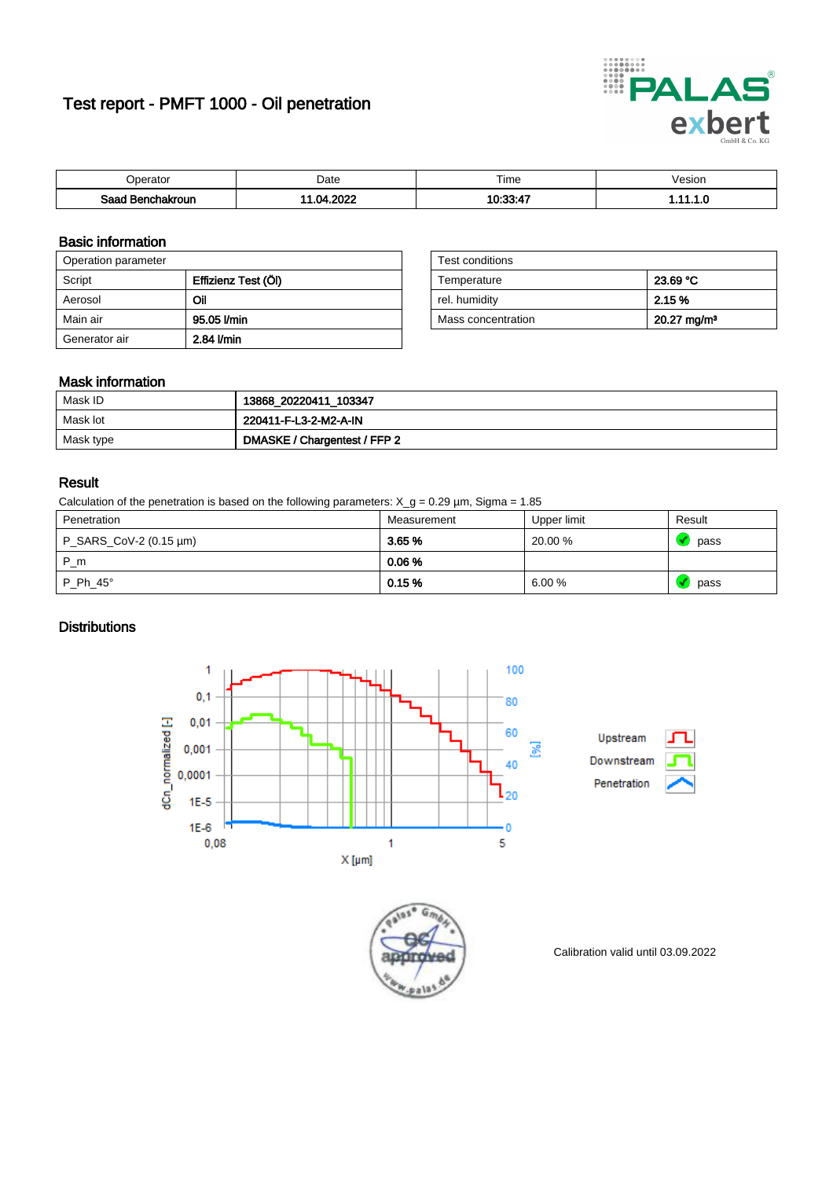# Test report - PMFT 1000 - Oil penetration

| Operator | Date | Time | Vesion |
|---|---|---|---|
| **Saad Benchakroun** | **11.04.2022** | **10:33:47** | **1.11.1.0** |

## Basic information

| Operation parameter | |
|---|---|
| Script | **Effizienz Test (Öl)** |
| Aerosol | **Oil** |
| Main air | **95.05 l/min** |
| Generator air | **2.84 l/min** |

| Test conditions | |
|---|---|
| Temperature | **23.69 °C** |
| rel. humidity | **2.15 %** |
| Mass concentration | **20.27 mg/m³** |

## Mask information

| | |
|---|---|
| Mask ID | **13868_20220411_103347** |
| Mask lot | **220411-F-L3-2-M2-A-IN** |
| Mask type | **DMASKE / Chargentest / FFP 2** |

## Result

Calculation of the penetration is based on the following parameters: X_g = 0.29 µm, Sigma = 1.85

| Penetration | Measurement | Upper limit | Result |
|---|---|---|---|
| P_SARS_CoV-2 (0.15 µm) | **3.65 %** | 20.00 % | pass |
| P_m | **0.06 %** | | |
| P_Ph_45° | **0.15 %** | 6.00 % | pass |

## Distributions

dCn_normalized [-]
1
0,1
0,01
0,001
0,0001
1E-5
1E-6
0,08
1
5
X [µm]
[%]
100
80
60
40
20
0
Upstream
Downstream
Penetration

Palas® GmbH
QC approved
www.palas.de

Calibration valid until 03.09.2022